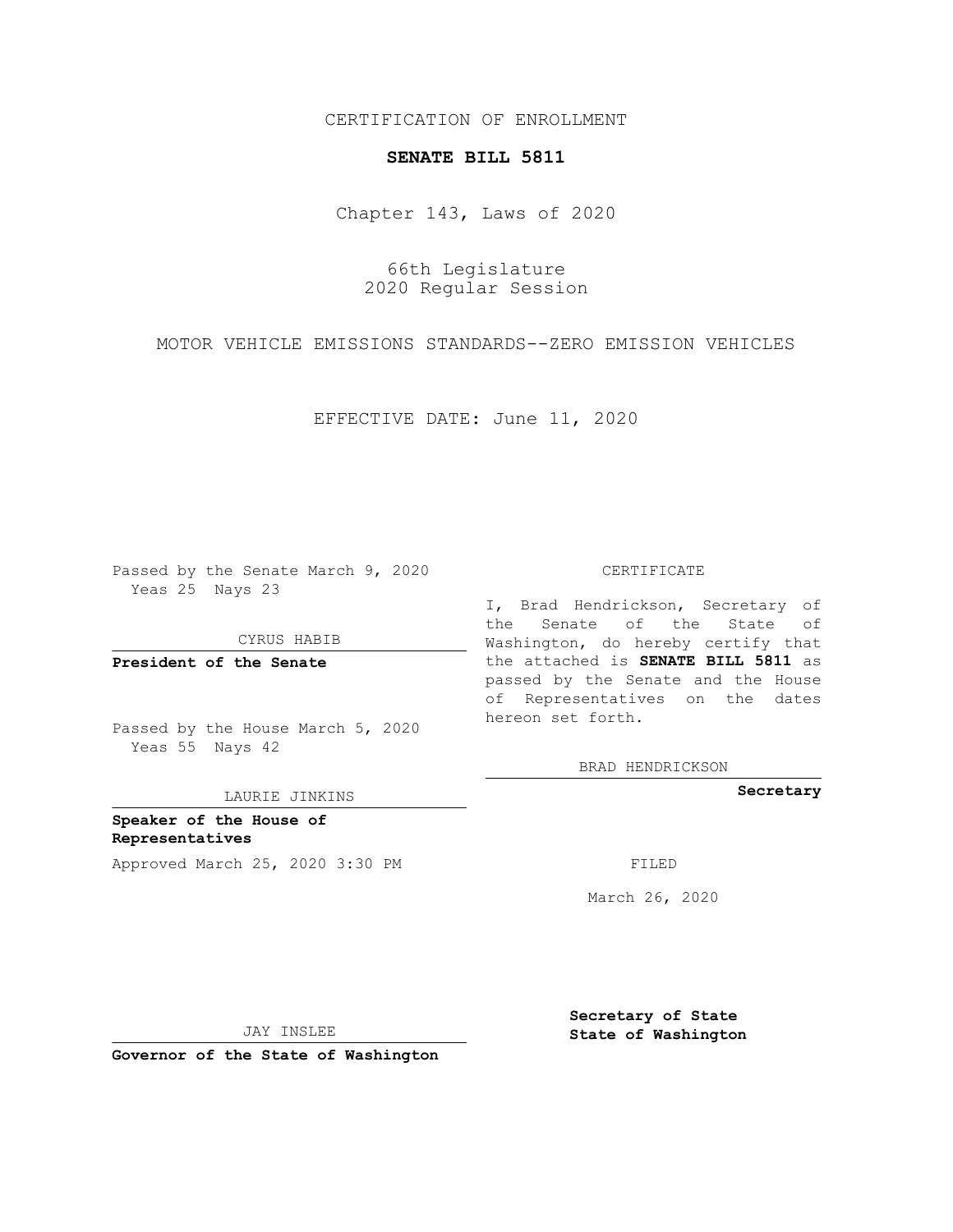CERTIFICATION OF ENROLLMENT

**SENATE BILL 5811**

Chapter 143, Laws of 2020

66th Legislature
2020 Regular Session

MOTOR VEHICLE EMISSIONS STANDARDS--ZERO EMISSION VEHICLES

EFFECTIVE DATE: June 11, 2020

Passed by the Senate March 9, 2020
Yeas 25 Nays 23

CYRUS HABIB

**President of the Senate**

Passed by the House March 5, 2020
Yeas 55 Nays 42

LAURIE JINKINS

**Speaker of the House of Representatives**

Approved March 25, 2020 3:30 PM

JAY INSLEE

**Governor of the State of Washington**

CERTIFICATE

I, Brad Hendrickson, Secretary of the Senate of the State of Washington, do hereby certify that the attached is **SENATE BILL 5811** as passed by the Senate and the House of Representatives on the dates hereon set forth.

BRAD HENDRICKSON

**Secretary**

FILED

March 26, 2020

**Secretary of State**
**State of Washington**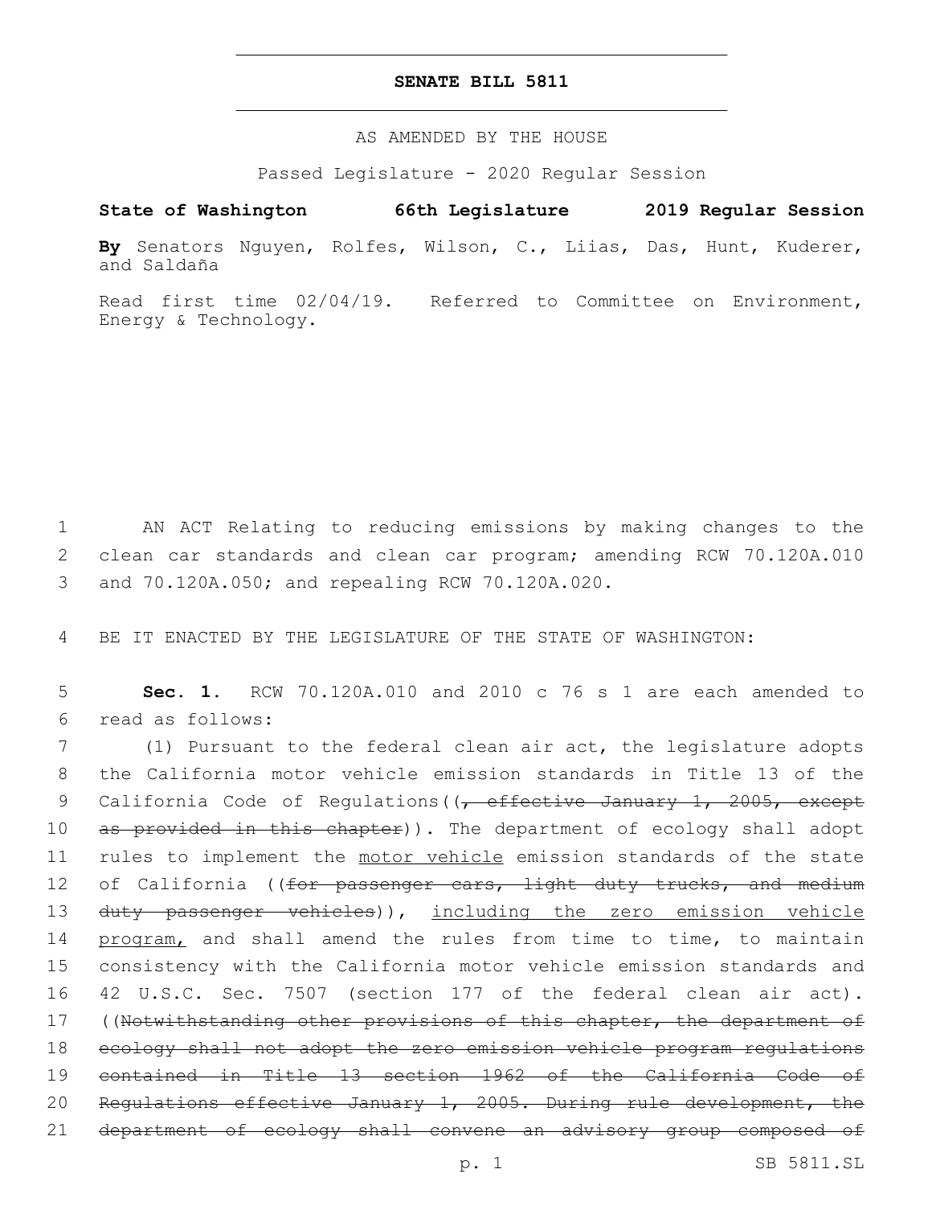# SENATE BILL 5811

AS AMENDED BY THE HOUSE

Passed Legislature - 2020 Regular Session

**State of Washington 66th Legislature 2019 Regular Session**

**By** Senators Nguyen, Rolfes, Wilson, C., Liias, Das, Hunt, Kuderer, and Saldaña

Read first time 02/04/19. Referred to Committee on Environment, Energy & Technology.

AN ACT Relating to reducing emissions by making changes to the clean car standards and clean car program; amending RCW 70.120A.010 and 70.120A.050; and repealing RCW 70.120A.020.

BE IT ENACTED BY THE LEGISLATURE OF THE STATE OF WASHINGTON:

**Sec. 1.** RCW 70.120A.010 and 2010 c 76 s 1 are each amended to read as follows:

(1) Pursuant to the federal clean air act, the legislature adopts the California motor vehicle emission standards in Title 13 of the California Code of Regulations((~~, effective January 1, 2005, except as provided in this chapter~~)). The department of ecology shall adopt rules to implement the <u>motor vehicle</u> emission standards of the state of California ((~~for passenger cars, light duty trucks, and medium duty passenger vehicles~~)), <u>including the zero emission vehicle program,</u> and shall amend the rules from time to time, to maintain consistency with the California motor vehicle emission standards and 42 U.S.C. Sec. 7507 (section 177 of the federal clean air act). ((~~Notwithstanding other provisions of this chapter, the department of ecology shall not adopt the zero emission vehicle program regulations contained in Title 13 section 1962 of the California Code of Regulations effective January 1, 2005. During rule development, the department of ecology shall convene an advisory group composed of~~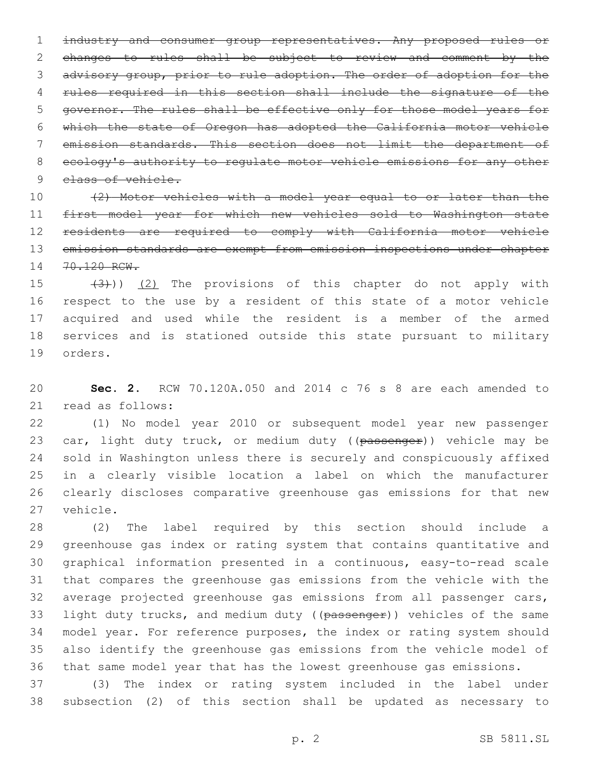~~industry and consumer group representatives. Any proposed rules or changes to rules shall be subject to review and comment by the advisory group, prior to rule adoption. The order of adoption for the rules required in this section shall include the signature of the governor. The rules shall be effective only for those model years for which the state of Oregon has adopted the California motor vehicle emission standards. This section does not limit the department of ecology's authority to regulate motor vehicle emissions for any other class of vehicle.~~

~~(2) Motor vehicles with a model year equal to or later than the first model year for which new vehicles sold to Washington state residents are required to comply with California motor vehicle emission standards are exempt from emission inspections under chapter 70.120 RCW.~~

~~(3)~~)) <u>(2)</u> The provisions of this chapter do not apply with respect to the use by a resident of this state of a motor vehicle acquired and used while the resident is a member of the armed services and is stationed outside this state pursuant to military orders.

**Sec. 2.** RCW 70.120A.050 and 2014 c 76 s 8 are each amended to read as follows:

(1) No model year 2010 or subsequent model year new passenger car, light duty truck, or medium duty ((~~passenger~~)) vehicle may be sold in Washington unless there is securely and conspicuously affixed in a clearly visible location a label on which the manufacturer clearly discloses comparative greenhouse gas emissions for that new vehicle.

(2) The label required by this section should include a greenhouse gas index or rating system that contains quantitative and graphical information presented in a continuous, easy-to-read scale that compares the greenhouse gas emissions from the vehicle with the average projected greenhouse gas emissions from all passenger cars, light duty trucks, and medium duty ((~~passenger~~)) vehicles of the same model year. For reference purposes, the index or rating system should also identify the greenhouse gas emissions from the vehicle model of that same model year that has the lowest greenhouse gas emissions.

(3) The index or rating system included in the label under subsection (2) of this section shall be updated as necessary to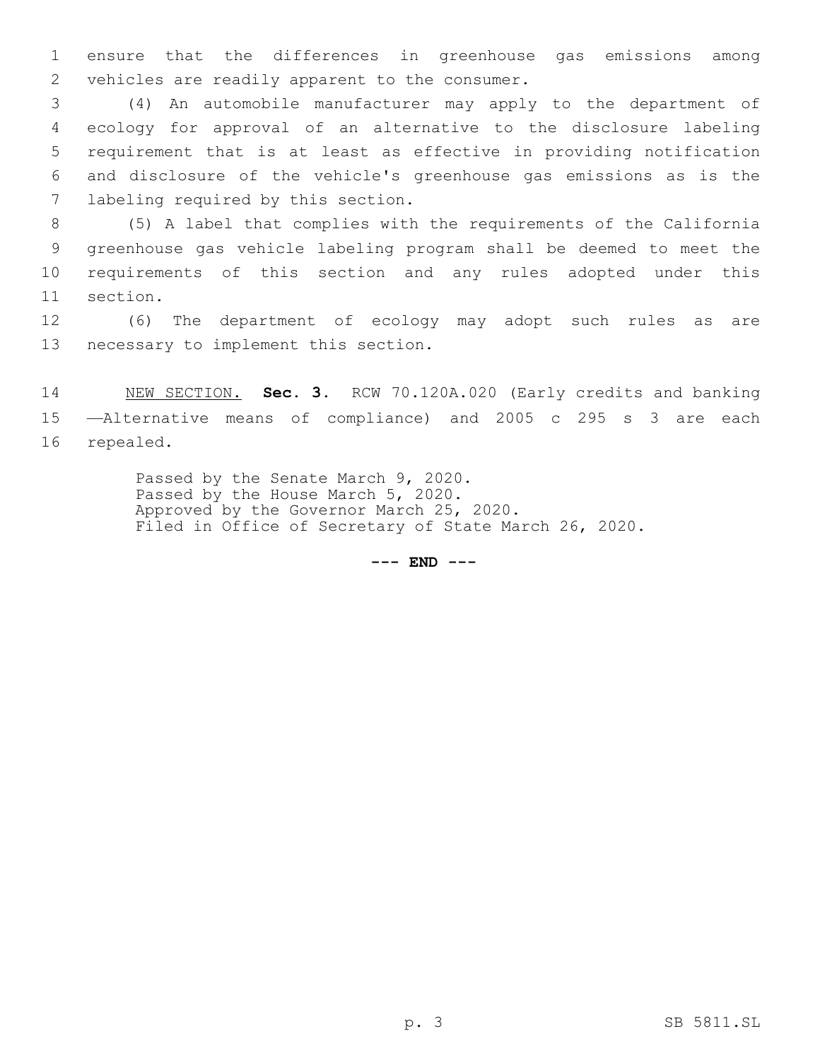ensure that the differences in greenhouse gas emissions among vehicles are readily apparent to the consumer.

(4) An automobile manufacturer may apply to the department of ecology for approval of an alternative to the disclosure labeling requirement that is at least as effective in providing notification and disclosure of the vehicle's greenhouse gas emissions as is the labeling required by this section.

(5) A label that complies with the requirements of the California greenhouse gas vehicle labeling program shall be deemed to meet the requirements of this section and any rules adopted under this section.

(6) The department of ecology may adopt such rules as are necessary to implement this section.

NEW SECTION. **Sec. 3.** RCW 70.120A.020 (Early credits and banking—Alternative means of compliance) and 2005 c 295 s 3 are each repealed.

Passed by the Senate March 9, 2020.
Passed by the House March 5, 2020.
Approved by the Governor March 25, 2020.
Filed in Office of Secretary of State March 26, 2020.

**--- END ---**